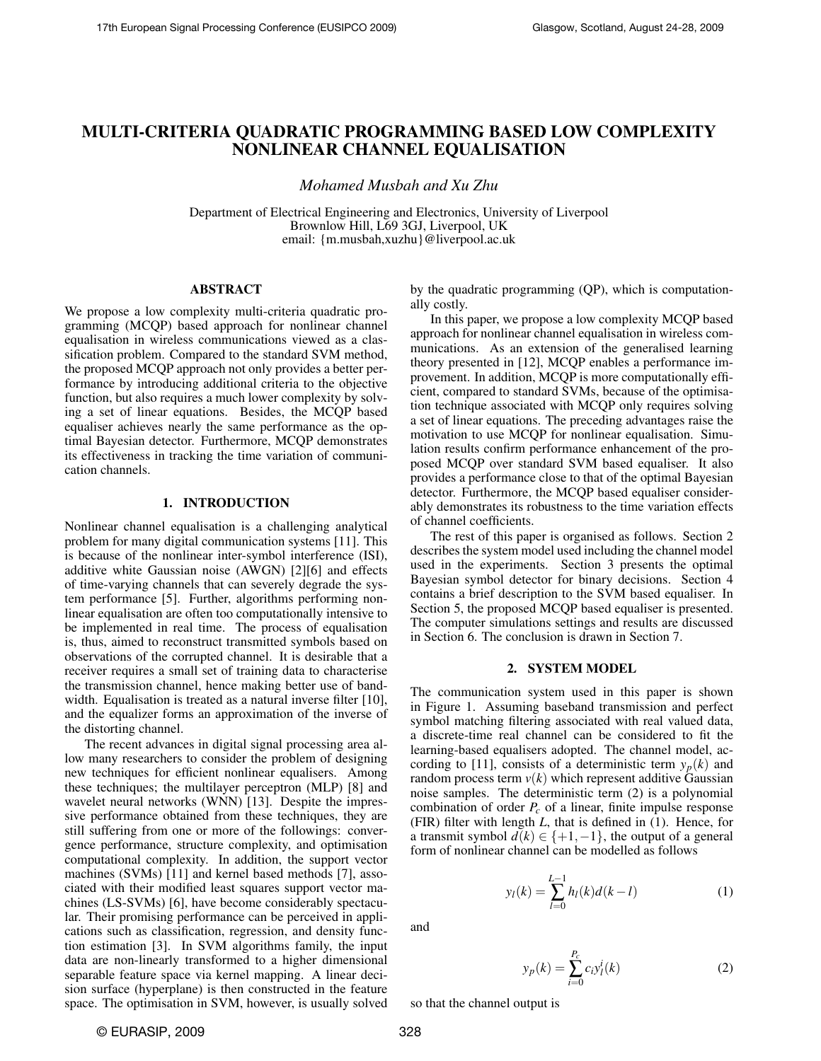# MULTI-CRITERIA QUADRATIC PROGRAMMING BASED LOW COMPLEXITY NONLINEAR CHANNEL EQUALISATION

*Mohamed Musbah and Xu Zhu*

Department of Electrical Engineering and Electronics, University of Liverpool
Brownlow Hill, L69 3GJ, Liverpool, UK
email: {m.musbah,xuzhu}@liverpool.ac.uk

## ABSTRACT

We propose a low complexity multi-criteria quadratic programming (MCQP) based approach for nonlinear channel equalisation in wireless communications viewed as a classification problem. Compared to the standard SVM method, the proposed MCQP approach not only provides a better performance by introducing additional criteria to the objective function, but also requires a much lower complexity by solving a set of linear equations. Besides, the MCQP based equaliser achieves nearly the same performance as the optimal Bayesian detector. Furthermore, MCQP demonstrates its effectiveness in tracking the time variation of communication channels.

## 1. INTRODUCTION

Nonlinear channel equalisation is a challenging analytical problem for many digital communication systems [11]. This is because of the nonlinear inter-symbol interference (ISI), additive white Gaussian noise (AWGN) [2][6] and effects of time-varying channels that can severely degrade the system performance [5]. Further, algorithms performing nonlinear equalisation are often too computationally intensive to be implemented in real time. The process of equalisation is, thus, aimed to reconstruct transmitted symbols based on observations of the corrupted channel. It is desirable that a receiver requires a small set of training data to characterise the transmission channel, hence making better use of bandwidth. Equalisation is treated as a natural inverse filter [10], and the equalizer forms an approximation of the inverse of the distorting channel.

The recent advances in digital signal processing area allow many researchers to consider the problem of designing new techniques for efficient nonlinear equalisers. Among these techniques; the multilayer perceptron (MLP) [8] and wavelet neural networks (WNN) [13]. Despite the impressive performance obtained from these techniques, they are still suffering from one or more of the followings: convergence performance, structure complexity, and optimisation computational complexity. In addition, the support vector machines (SVMs) [11] and kernel based methods [7], associated with their modified least squares support vector machines (LS-SVMs) [6], have become considerably spectacular. Their promising performance can be perceived in applications such as classification, regression, and density function estimation [3]. In SVM algorithms family, the input data are non-linearly transformed to a higher dimensional separable feature space via kernel mapping. A linear decision surface (hyperplane) is then constructed in the feature space. The optimisation in SVM, however, is usually solved by the quadratic programming (QP), which is computationally costly.

In this paper, we propose a low complexity MCQP based approach for nonlinear channel equalisation in wireless communications. As an extension of the generalised learning theory presented in [12], MCQP enables a performance improvement. In addition, MCQP is more computationally efficient, compared to standard SVMs, because of the optimisation technique associated with MCQP only requires solving a set of linear equations. The preceding advantages raise the motivation to use MCQP for nonlinear equalisation. Simulation results confirm performance enhancement of the proposed MCQP over standard SVM based equaliser. It also provides a performance close to that of the optimal Bayesian detector. Furthermore, the MCQP based equaliser considerably demonstrates its robustness to the time variation effects of channel coefficients.

The rest of this paper is organised as follows. Section 2 describes the system model used including the channel model used in the experiments. Section 3 presents the optimal Bayesian symbol detector for binary decisions. Section 4 contains a brief description to the SVM based equaliser. In Section 5, the proposed MCQP based equaliser is presented. The computer simulations settings and results are discussed in Section 6. The conclusion is drawn in Section 7.

## 2. SYSTEM MODEL

The communication system used in this paper is shown in Figure 1. Assuming baseband transmission and perfect symbol matching filtering associated with real valued data, a discrete-time real channel can be considered to fit the learning-based equalisers adopted. The channel model, according to [11], consists of a deterministic term $y_p(k)$ and random process term $v(k)$ which represent additive Gaussian noise samples. The deterministic term (2) is a polynomial combination of order $P_c$ of a linear, finite impulse response (FIR) filter with length $L$, that is defined in (1). Hence, for a transmit symbol $d(k) \in \{+1,-1\}$, the output of a general form of nonlinear channel can be modelled as follows

$$y_l(k) = \sum_{l=0}^{L-1} h_l(k) d(k-l) \tag{1}$$

and

$$y_p(k) = \sum_{i=0}^{P_c} c_i y_l^i(k) \tag{2}$$

so that the channel output is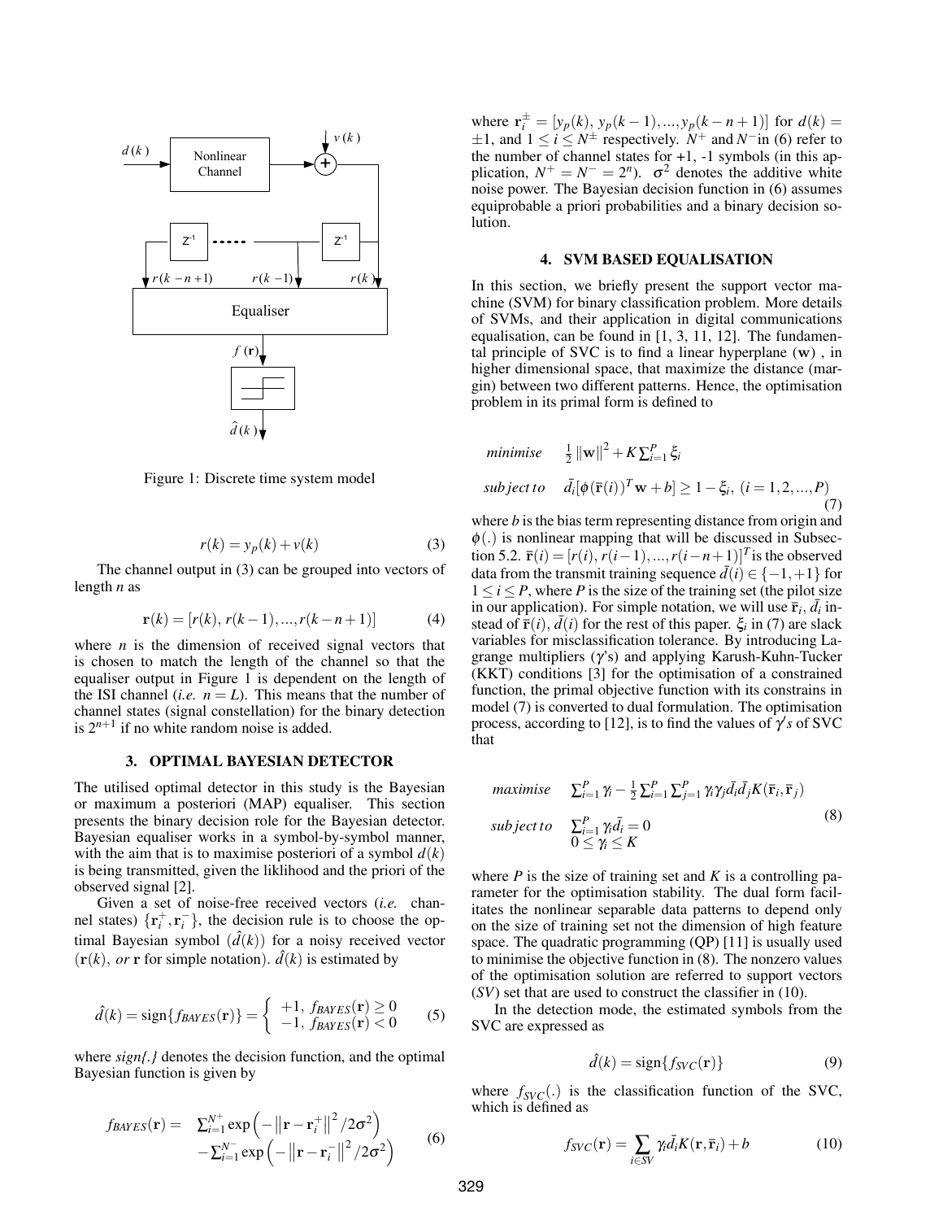Figure 1: Discrete time system model

$$r(k) = y_p(k) + v(k) \tag{3}$$

The channel output in (3) can be grouped into vectors of length $n$ as

$$\mathbf{r}(k) = [r(k), r(k-1), ..., r(k-n+1)] \tag{4}$$

where $n$ is the dimension of received signal vectors that is chosen to match the length of the channel so that the equaliser output in Figure 1 is dependent on the length of the ISI channel (*i.e.* $n = L$). This means that the number of channel states (signal constellation) for the binary detection is $2^{n+1}$ if no white random noise is added.

## 3. OPTIMAL BAYESIAN DETECTOR

The utilised optimal detector in this study is the Bayesian or maximum a posteriori (MAP) equaliser. This section presents the binary decision role for the Bayesian detector. Bayesian equaliser works in a symbol-by-symbol manner, with the aim that is to maximise posteriori of a symbol $d(k)$ is being transmitted, given the liklihood and the priori of the observed signal [2].

Given a set of noise-free received vectors (*i.e.* channel states) $\{\mathbf{r}_i^+, \mathbf{r}_i^-\}$, the decision rule is to choose the optimal Bayesian symbol $(\hat{d}(k))$ for a noisy received vector $(\mathbf{r}(k),\ or\ \mathbf{r}$ for simple notation). $\hat{d}(k)$ is estimated by

$$\hat{d}(k) = \text{sign}\{f_{BAYES}(\mathbf{r})\} = \begin{cases} +1, & f_{BAYES}(\mathbf{r}) \geq 0 \\ -1, & f_{BAYES}(\mathbf{r}) < 0 \end{cases} \tag{5}$$

where *sign{.}* denotes the decision function, and the optimal Bayesian function is given by

$$\begin{aligned} f_{BAYES}(\mathbf{r}) = \ & \textstyle\sum_{i=1}^{N^+} \exp\left(-\left\|\mathbf{r} - \mathbf{r}_i^+\right\|^2 / 2\sigma^2\right) \\ & -\textstyle\sum_{i=1}^{N^-} \exp\left(-\left\|\mathbf{r} - \mathbf{r}_i^-\right\|^2 / 2\sigma^2\right) \end{aligned} \tag{6}$$

where $\mathbf{r}_i^{\pm} = [y_p(k), y_p(k-1), ..., y_p(k-n+1)]$ for $d(k) = \pm 1$, and $1 \leq i \leq N^{\pm}$ respectively. $N^+$ and $N^-$in (6) refer to the number of channel states for +1, -1 symbols (in this application, $N^+ = N^- = 2^n$). $\sigma^2$ denotes the additive white noise power. The Bayesian decision function in (6) assumes equiprobable a priori probabilities and a binary decision solution.

## 4. SVM BASED EQUALISATION

In this section, we briefly present the support vector machine (SVM) for binary classification problem. More details of SVMs, and their application in digital communications equalisation, can be found in [1, 3, 11, 12]. The fundamental principle of SVC is to find a linear hyperplane $(\mathbf{w})$ , in higher dimensional space, that maximize the distance (margin) between two different patterns. Hence, the optimisation problem in its primal form is defined to

$$\begin{aligned} & \textit{minimise} \quad \tfrac{1}{2}\|\mathbf{w}\|^2 + K \textstyle\sum_{i=1}^{P} \xi_i \\ & \textit{subject to} \quad \bar{d}_i[\phi(\bar{\mathbf{r}}(i))^T \mathbf{w} + b] \geq 1 - \xi_i,\ (i = 1, 2, ..., P) \end{aligned} \tag{7}$$

where $b$ is the bias term representing distance from origin and $\phi(.)$ is nonlinear mapping that will be discussed in Subsection 5.2. $\bar{\mathbf{r}}(i) = [r(i), r(i-1), ..., r(i-n+1)]^T$ is the observed data from the transmit training sequence $\bar{d}(i) \in \{-1, +1\}$ for $1 \leq i \leq P$, where $P$ is the size of the training set (the pilot size in our application). For simple notation, we will use $\bar{\mathbf{r}}_i$, $\bar{d}_i$ instead of $\bar{\mathbf{r}}(i)$, $\bar{d}(i)$ for the rest of this paper. $\xi_i$ in (7) are slack variables for misclassification tolerance. By introducing Lagrange multipliers ($\gamma$'s) and applying Karush-Kuhn-Tucker (KKT) conditions [3] for the optimisation of a constrained function, the primal objective function with its constrains in model (7) is converted to dual formulation. The optimisation process, according to [12], is to find the values of $\gamma's$ of SVC that

$$\begin{aligned} & \textit{maximise} \quad \textstyle\sum_{i=1}^{P} \gamma_i - \tfrac{1}{2} \sum_{i=1}^{P} \sum_{j=1}^{P} \gamma_i \gamma_j \bar{d}_i \bar{d}_j K(\bar{\mathbf{r}}_i, \bar{\mathbf{r}}_j) \\ & \textit{subject to} \quad \textstyle\sum_{i=1}^{P} \gamma_i \bar{d}_i = 0 \\ & \qquad\qquad\quad 0 \leq \gamma_i \leq K \end{aligned} \tag{8}$$

where $P$ is the size of training set and $K$ is a controlling parameter for the optimisation stability. The dual form facilitates the nonlinear separable data patterns to depend only on the size of training set not the dimension of high feature space. The quadratic programming (QP) [11] is usually used to minimise the objective function in (8). The nonzero values of the optimisation solution are referred to support vectors ($SV$) set that are used to construct the classifier in (10).

In the detection mode, the estimated symbols from the SVC are expressed as

$$\hat{d}(k) = \text{sign}\{f_{SVC}(\mathbf{r})\} \tag{9}$$

where $f_{SVC}(.)$ is the classification function of the SVC, which is defined as

$$f_{SVC}(\mathbf{r}) = \sum_{i \in SV} \gamma_i \bar{d}_i K(\mathbf{r}, \bar{\mathbf{r}}_i) + b \tag{10}$$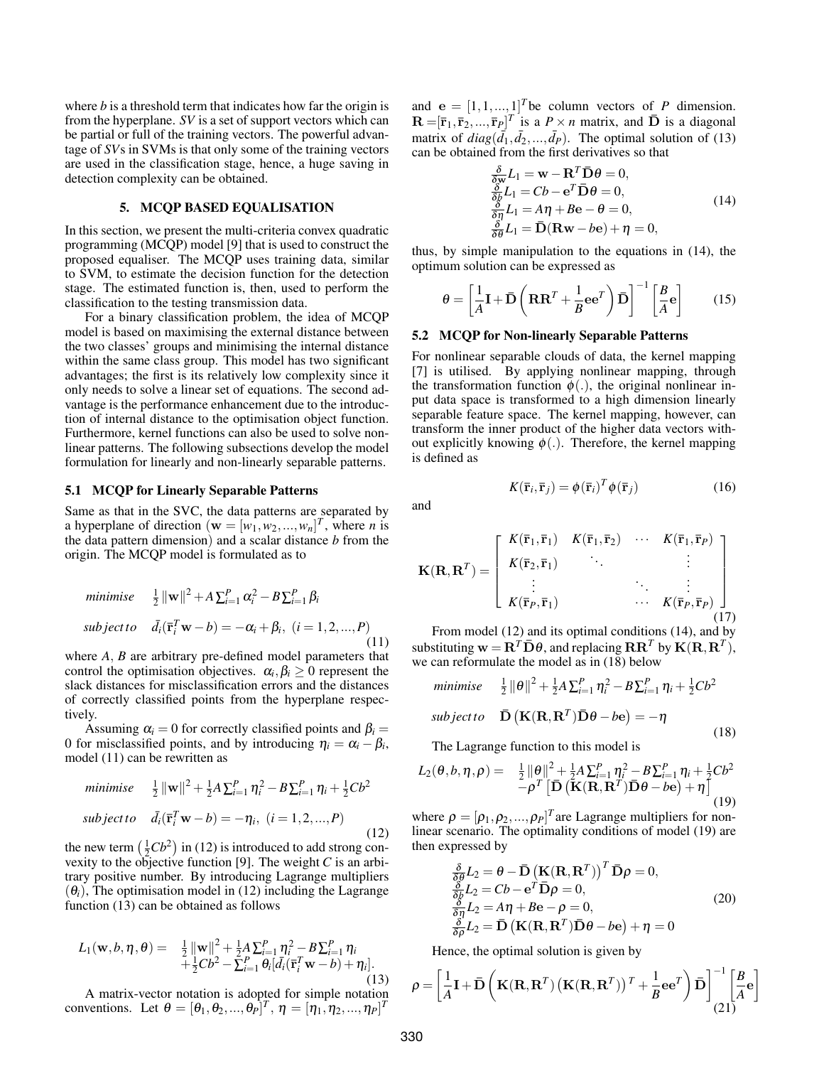where $b$ is a threshold term that indicates how far the origin is from the hyperplane. *SV* is a set of support vectors which can be partial or full of the training vectors. The powerful advantage of *SV*s in SVMs is that only some of the training vectors are used in the classification stage, hence, a huge saving in detection complexity can be obtained.

## 5. MCQP BASED EQUALISATION

In this section, we present the multi-criteria convex quadratic programming (MCQP) model [9] that is used to construct the proposed equaliser. The MCQP uses training data, similar to SVM, to estimate the decision function for the detection stage. The estimated function is, then, used to perform the classification to the testing transmission data.

For a binary classification problem, the idea of MCQP model is based on maximising the external distance between the two classes' groups and minimising the internal distance within the same class group. This model has two significant advantages; the first is its relatively low complexity since it only needs to solve a linear set of equations. The second advantage is the performance enhancement due to the introduction of internal distance to the optimisation object function. Furthermore, kernel functions can also be used to solve nonlinear patterns. The following subsections develop the model formulation for linearly and non-linearly separable patterns.

### 5.1 MCQP for Linearly Separable Patterns

Same as that in the SVC, the data patterns are separated by a hyperplane of direction ($\mathbf{w} = [w_1, w_2, ..., w_n]^T$, where $n$ is the data pattern dimension) and a scalar distance $b$ from the origin. The MCQP model is formulated as to

$$
\begin{aligned}
&\textit{minimise} \quad \frac{1}{2}\|\mathbf{w}\|^2 + A\sum_{i=1}^{P}\alpha_i^2 - B\sum_{i=1}^{P}\beta_i \\
&\textit{subject to} \quad \bar{d}_i(\bar{\mathbf{r}}_i^T\mathbf{w} - b) = -\alpha_i + \beta_i, \ (i = 1, 2, ..., P)
\end{aligned}
\tag{11}
$$

where $A$, $B$ are arbitrary pre-defined model parameters that control the optimisation objectives. $\alpha_i, \beta_i \geq 0$ represent the slack distances for misclassification errors and the distances of correctly classified points from the hyperplane respectively.

Assuming $\alpha_i = 0$ for correctly classified points and $\beta_i = 0$ for misclassified points, and by introducing $\eta_i = \alpha_i - \beta_i$, model (11) can be rewritten as

$$
\begin{aligned}
&\textit{minimise} \quad \frac{1}{2}\|\mathbf{w}\|^2 + \frac{1}{2}A\sum_{i=1}^{P}\eta_i^2 - B\sum_{i=1}^{P}\eta_i + \frac{1}{2}Cb^2 \\
&\textit{subject to} \quad \bar{d}_i(\bar{\mathbf{r}}_i^T\mathbf{w} - b) = -\eta_i, \ (i = 1, 2, ..., P)
\end{aligned}
\tag{12}
$$

the new term $\left(\frac{1}{2}Cb^2\right)$ in (12) is introduced to add strong convexity to the objective function [9]. The weight $C$ is an arbitrary positive number. By introducing Lagrange multipliers ($\theta_i$), The optimisation model in (12) including the Lagrange function (13) can be obtained as follows

$$
\begin{aligned}
L_1(\mathbf{w}, b, \eta, \theta) = \ & \frac{1}{2}\|\mathbf{w}\|^2 + \frac{1}{2}A\sum_{i=1}^{P}\eta_i^2 - B\sum_{i=1}^{P}\eta_i \\
& + \frac{1}{2}Cb^2 - \sum_{i=1}^{P}\theta_i[\bar{d}_i(\bar{\mathbf{r}}_i^T\mathbf{w} - b) + \eta_i].
\end{aligned}
\tag{13}
$$

A matrix-vector notation is adopted for simple notation conventions. Let $\theta = [\theta_1, \theta_2, ..., \theta_P]^T$, $\eta = [\eta_1, \eta_2, ..., \eta_P]^T$ and $\mathbf{e} = [1, 1, ..., 1]^T$ be column vectors of $P$ dimension. $\mathbf{R} = [\bar{\mathbf{r}}_1, \bar{\mathbf{r}}_2, ..., \bar{\mathbf{r}}_P]^T$ is a $P \times n$ matrix, and $\bar{\mathbf{D}}$ is a diagonal matrix of $diag(\bar{d}_1, \bar{d}_2, ..., \bar{d}_P)$. The optimal solution of (13) can be obtained from the first derivatives so that

$$
\begin{aligned}
&\frac{\delta}{\delta\mathbf{w}}L_1 = \mathbf{w} - \mathbf{R}^T\bar{\mathbf{D}}\theta = 0, \\
&\frac{\delta}{\delta b}L_1 = Cb - \mathbf{e}^T\bar{\mathbf{D}}\theta = 0, \\
&\frac{\delta}{\delta\eta}L_1 = A\eta + B\mathbf{e} - \theta = 0, \\
&\frac{\delta}{\delta\theta}L_1 = \bar{\mathbf{D}}(\mathbf{R}\mathbf{w} - b\mathbf{e}) + \eta = 0,
\end{aligned}
\tag{14}
$$

thus, by simple manipulation to the equations in (14), the optimum solution can be expressed as

$$
\theta = \left[\frac{1}{A}\mathbf{I} + \bar{\mathbf{D}}\left(\mathbf{R}\mathbf{R}^T + \frac{1}{B}\mathbf{e}\mathbf{e}^T\right)\bar{\mathbf{D}}\right]^{-1}\left[\frac{B}{A}\mathbf{e}\right]
\tag{15}
$$

### 5.2 MCQP for Non-linearly Separable Patterns

For nonlinear separable clouds of data, the kernel mapping [7] is utilised. By applying nonlinear mapping, through the transformation function $\phi(.)$, the original nonlinear input data space is transformed to a high dimension linearly separable feature space. The kernel mapping, however, can transform the inner product of the higher data vectors without explicitly knowing $\phi(.)$. Therefore, the kernel mapping is defined as

$$
K(\bar{\mathbf{r}}_i, \bar{\mathbf{r}}_j) = \phi(\bar{\mathbf{r}}_i)^T\phi(\bar{\mathbf{r}}_j)
\tag{16}
$$

and

$$
\mathbf{K}(\mathbf{R}, \mathbf{R}^T) = \begin{bmatrix}
K(\bar{\mathbf{r}}_1, \bar{\mathbf{r}}_1) & K(\bar{\mathbf{r}}_1, \bar{\mathbf{r}}_2) & \cdots & K(\bar{\mathbf{r}}_1, \bar{\mathbf{r}}_P) \\
K(\bar{\mathbf{r}}_2, \bar{\mathbf{r}}_1) & \ddots & & \vdots \\
\vdots & & \ddots & \vdots \\
K(\bar{\mathbf{r}}_P, \bar{\mathbf{r}}_1) & & \cdots & K(\bar{\mathbf{r}}_P, \bar{\mathbf{r}}_P)
\end{bmatrix}
\tag{17}
$$

From model (12) and its optimal conditions (14), and by substituting $\mathbf{w} = \mathbf{R}^T\bar{\mathbf{D}}\theta$, and replacing $\mathbf{R}\mathbf{R}^T$ by $\mathbf{K}(\mathbf{R}, \mathbf{R}^T)$, we can reformulate the model as in (18) below

$$
\begin{aligned}
&\textit{minimise} \quad \frac{1}{2}\|\theta\|^2 + \frac{1}{2}A\sum_{i=1}^{P}\eta_i^2 - B\sum_{i=1}^{P}\eta_i + \frac{1}{2}Cb^2 \\
&\textit{subject to} \quad \bar{\mathbf{D}}\left(\mathbf{K}(\mathbf{R}, \mathbf{R}^T)\bar{\mathbf{D}}\theta - b\mathbf{e}\right) = -\eta
\end{aligned}
\tag{18}
$$

The Lagrange function to this model is

$$
\begin{aligned}
L_2(\theta, b, \eta, \rho) = \ & \frac{1}{2}\|\theta\|^2 + \frac{1}{2}A\sum_{i=1}^{P}\eta_i^2 - B\sum_{i=1}^{P}\eta_i + \frac{1}{2}Cb^2 \\
& - \rho^T\left[\bar{\mathbf{D}}\left(\mathbf{K}(\mathbf{R}, \mathbf{R}^T)\bar{\mathbf{D}}\theta - b\mathbf{e}\right) + \eta\right]
\end{aligned}
\tag{19}
$$

where $\rho = [\rho_1, \rho_2, ..., \rho_P]^T$ are Lagrange multipliers for nonlinear scenario. The optimality conditions of model (19) are then expressed by

$$
\begin{aligned}
&\frac{\delta}{\delta\theta}L_2 = \theta - \bar{\mathbf{D}}\left(\mathbf{K}(\mathbf{R}, \mathbf{R}^T)\right)^T\bar{\mathbf{D}}\rho = 0, \\
&\frac{\delta}{\delta b}L_2 = Cb - \mathbf{e}^T\bar{\mathbf{D}}\rho = 0, \\
&\frac{\delta}{\delta\eta}L_2 = A\eta + B\mathbf{e} - \rho = 0, \\
&\frac{\delta}{\delta\rho}L_2 = \bar{\mathbf{D}}\left(\mathbf{K}(\mathbf{R}, \mathbf{R}^T)\bar{\mathbf{D}}\theta - b\mathbf{e}\right) + \eta = 0
\end{aligned}
\tag{20}
$$

Hence, the optimal solution is given by

$$
\rho = \left[\frac{1}{A}\mathbf{I} + \bar{\mathbf{D}}\left(\mathbf{K}(\mathbf{R}, \mathbf{R}^T)\left(\mathbf{K}(\mathbf{R}, \mathbf{R}^T)\right)^T + \frac{1}{B}\mathbf{e}\mathbf{e}^T\right)\bar{\mathbf{D}}\right]^{-1}\left[\frac{B}{A}\mathbf{e}\right]
\tag{21}
$$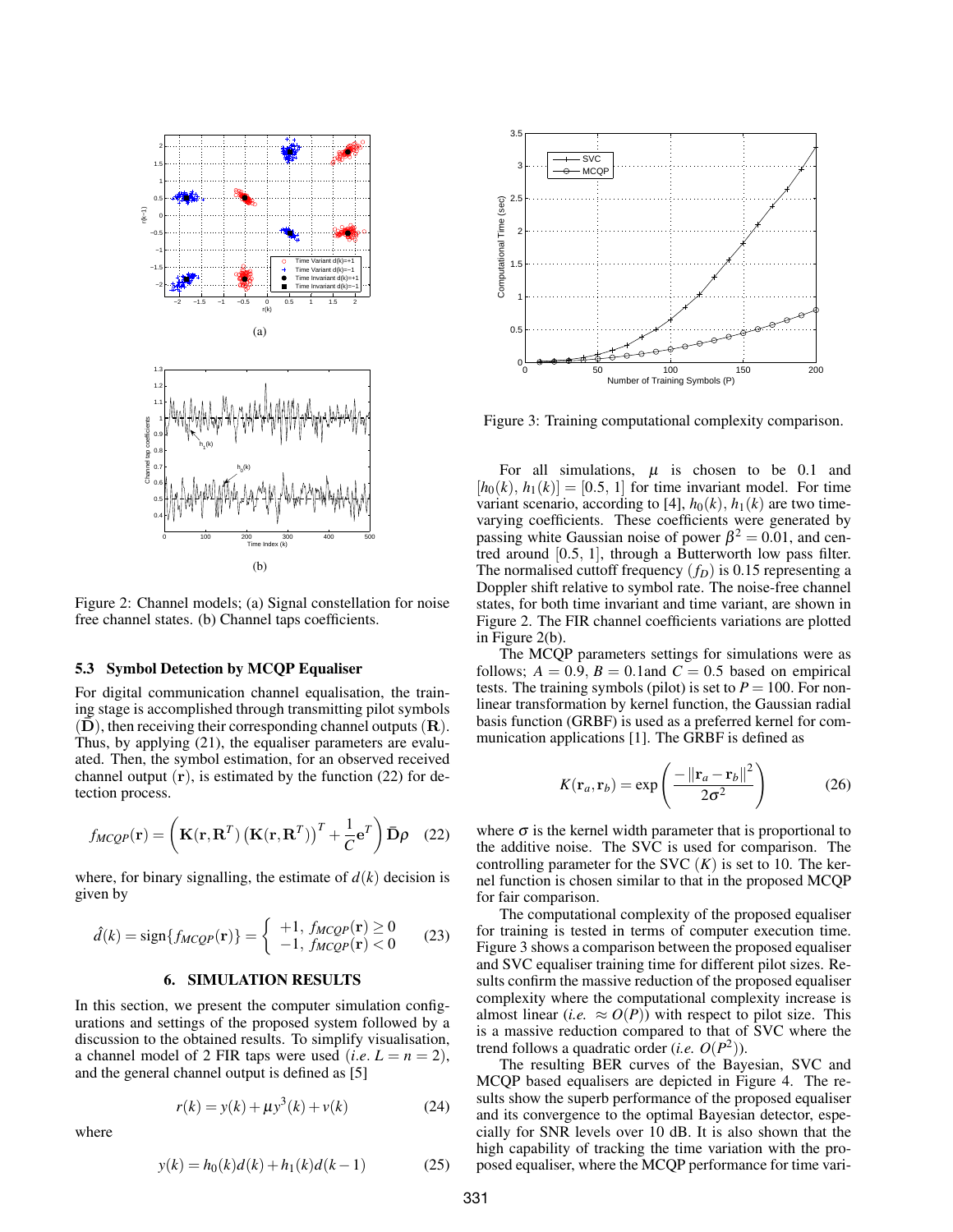Figure 2: Channel models; (a) Signal constellation for noise free channel states. (b) Channel taps coefficients.

### 5.3 Symbol Detection by MCQP Equaliser

For digital communication channel equalisation, the training stage is accomplished through transmitting pilot symbols $(\bar{\mathbf{D}})$, then receiving their corresponding channel outputs $(\mathbf{R})$. Thus, by applying (21), the equaliser parameters are evaluated. Then, the symbol estimation, for an observed received channel output $(\mathbf{r})$, is estimated by the function (22) for detection process.

$$f_{MCQP}(\mathbf{r}) = \left( \mathbf{K}(\mathbf{r}, \mathbf{R}^T) \left( \mathbf{K}(\mathbf{r}, \mathbf{R}^T) \right)^T + \frac{1}{C} \mathbf{e}^T \right) \bar{\mathbf{D}} \rho \quad (22)$$

where, for binary signalling, the estimate of $d(k)$ decision is given by

$$\hat{d}(k) = \text{sign}\{f_{MCQP}(\mathbf{r})\} = \begin{cases} +1, & f_{MCQP}(\mathbf{r}) \geq 0 \\ -1, & f_{MCQP}(\mathbf{r}) < 0 \end{cases} \quad (23)$$

## 6. SIMULATION RESULTS

In this section, we present the computer simulation configurations and settings of the proposed system followed by a discussion to the obtained results. To simplify visualisation, a channel model of 2 FIR taps were used (*i.e.* $L = n = 2$), and the general channel output is defined as [5]

$$r(k) = y(k) + \mu y^3(k) + v(k) \quad (24)$$

where

$$y(k) = h_0(k)d(k) + h_1(k)d(k-1) \quad (25)$$

Figure 3: Training computational complexity comparison.

For all simulations, $\mu$ is chosen to be 0.1 and $[h_0(k), h_1(k)] = [0.5, 1]$ for time invariant model. For time variant scenario, according to [4], $h_0(k)$, $h_1(k)$ are two time-varying coefficients. These coefficients were generated by passing white Gaussian noise of power $\beta^2 = 0.01$, and centred around $[0.5, 1]$, through a Butterworth low pass filter. The normalised cuttoff frequency $(f_D)$ is 0.15 representing a Doppler shift relative to symbol rate. The noise-free channel states, for both time invariant and time variant, are shown in Figure 2. The FIR channel coefficients variations are plotted in Figure 2(b).

The MCQP parameters settings for simulations were as follows; $A = 0.9$, $B = 0.1$and $C = 0.5$ based on empirical tests. The training symbols (pilot) is set to $P = 100$. For nonlinear transformation by kernel function, the Gaussian radial basis function (GRBF) is used as a preferred kernel for communication applications [1]. The GRBF is defined as

$$K(\mathbf{r}_a, \mathbf{r}_b) = \exp\left( \frac{-\|\mathbf{r}_a - \mathbf{r}_b\|^2}{2\sigma^2} \right) \quad (26)$$

where $\sigma$ is the kernel width parameter that is proportional to the additive noise. The SVC is used for comparison. The controlling parameter for the SVC $(K)$ is set to 10. The kernel function is chosen similar to that in the proposed MCQP for fair comparison.

The computational complexity of the proposed equaliser for training is tested in terms of computer execution time. Figure 3 shows a comparison between the proposed equaliser and SVC equaliser training time for different pilot sizes. Results confirm the massive reduction of the proposed equaliser complexity where the computational complexity increase is almost linear (*i.e.* $\approx O(P)$) with respect to pilot size. This is a massive reduction compared to that of SVC where the trend follows a quadratic order (*i.e.* $O(P^2)$).

The resulting BER curves of the Bayesian, SVC and MCQP based equalisers are depicted in Figure 4. The results show the superb performance of the proposed equaliser and its convergence to the optimal Bayesian detector, especially for SNR levels over 10 dB. It is also shown that the high capability of tracking the time variation with the proposed equaliser, where the MCQP performance for time vari-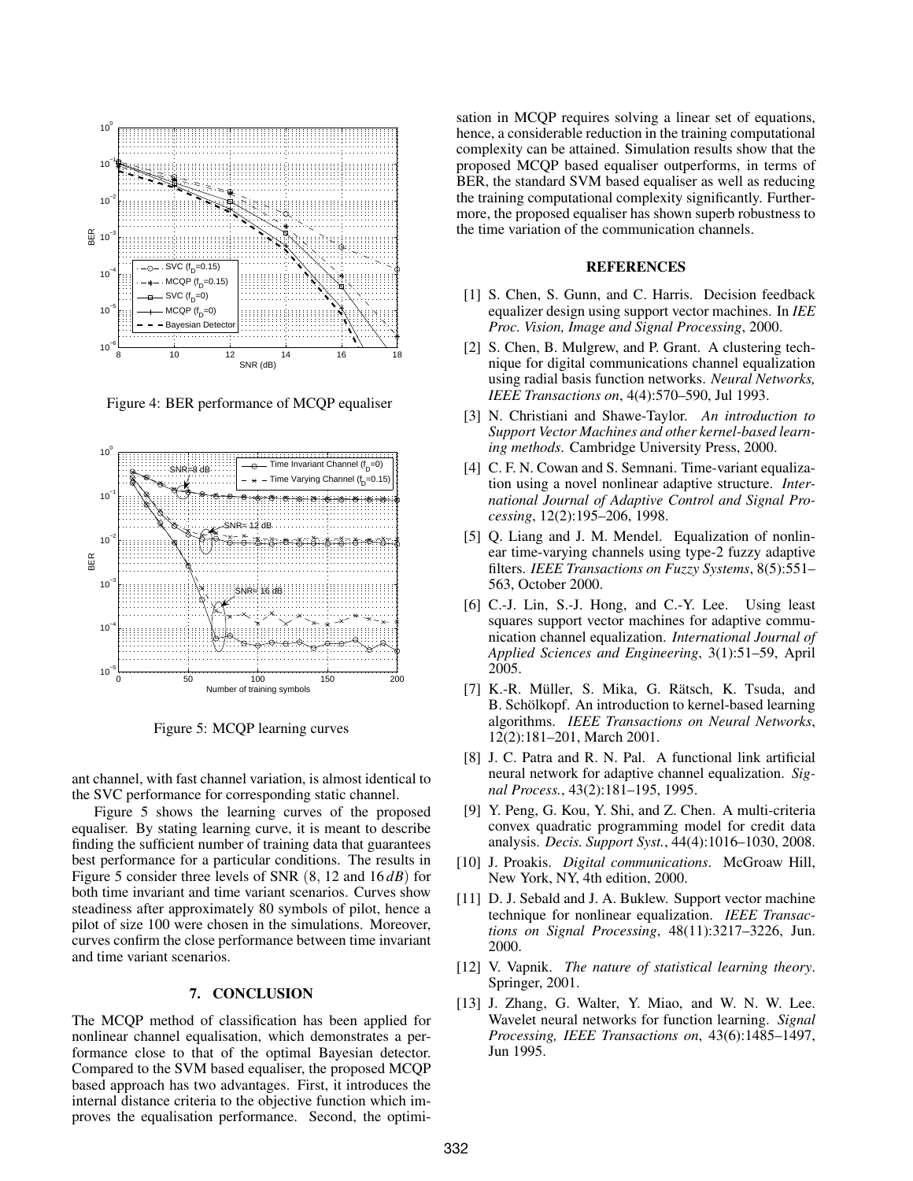10^0

10^-1

10^-2

10^-3

10^-4

10^-5

10^-6

BER

8 10 12 14 16 18

SNR (dB)

SVC ($f_D$=0.15)

MCQP ($f_D$=0.15)

SVC ($f_D$=0)

MCQP ($f_D$=0)

Bayesian Detector

Figure 4: BER performance of MCQP equaliser

10^0

10^-1

10^-2

10^-3

10^-4

10^-5

BER

0 50 100 150 200

Number of training symbols

SNR=8 dB

SNR= 12 dB

SNR= 16 dB

Time Invariant Channel ($f_D$=0)

Time Varying Channel ($f_D$=0.15)

Figure 5: MCQP learning curves

ant channel, with fast channel variation, is almost identical to the SVC performance for corresponding static channel.

Figure 5 shows the learning curves of the proposed equaliser. By stating learning curve, it is meant to describe finding the sufficient number of training data that guarantees best performance for a particular conditions. The results in Figure 5 consider three levels of SNR $(8,\ 12 \text{ and } 16\,dB)$ for both time invariant and time variant scenarios. Curves show steadiness after approximately 80 symbols of pilot, hence a pilot of size 100 were chosen in the simulations. Moreover, curves confirm the close performance between time invariant and time variant scenarios.

## 7. CONCLUSION

The MCQP method of classification has been applied for nonlinear channel equalisation, which demonstrates a performance close to that of the optimal Bayesian detector. Compared to the SVM based equaliser, the proposed MCQP based approach has two advantages. First, it introduces the internal distance criteria to the objective function which improves the equalisation performance. Second, the optimisation in MCQP requires solving a linear set of equations, hence, a considerable reduction in the training computational complexity can be attained. Simulation results show that the proposed MCQP based equaliser outperforms, in terms of BER, the standard SVM based equaliser as well as reducing the training computational complexity significantly. Furthermore, the proposed equaliser has shown superb robustness to the time variation of the communication channels.

## REFERENCES

[1] S. Chen, S. Gunn, and C. Harris. Decision feedback equalizer design using support vector machines. In *IEE Proc. Vision, Image and Signal Processing*, 2000.

[2] S. Chen, B. Mulgrew, and P. Grant. A clustering technique for digital communications channel equalization using radial basis function networks. *Neural Networks, IEEE Transactions on*, 4(4):570–590, Jul 1993.

[3] N. Christiani and Shawe-Taylor. *An introduction to Support Vector Machines and other kernel-based learning methods*. Cambridge University Press, 2000.

[4] C. F. N. Cowan and S. Semnani. Time-variant equalization using a novel nonlinear adaptive structure. *International Journal of Adaptive Control and Signal Processing*, 12(2):195–206, 1998.

[5] Q. Liang and J. M. Mendel. Equalization of nonlinear time-varying channels using type-2 fuzzy adaptive filters. *IEEE Transactions on Fuzzy Systems*, 8(5):551–563, October 2000.

[6] C.-J. Lin, S.-J. Hong, and C.-Y. Lee. Using least squares support vector machines for adaptive communication channel equalization. *International Journal of Applied Sciences and Engineering*, 3(1):51–59, April 2005.

[7] K.-R. Müller, S. Mika, G. Rätsch, K. Tsuda, and B. Schölkopf. An introduction to kernel-based learning algorithms. *IEEE Transactions on Neural Networks*, 12(2):181–201, March 2001.

[8] J. C. Patra and R. N. Pal. A functional link artificial neural network for adaptive channel equalization. *Signal Process.*, 43(2):181–195, 1995.

[9] Y. Peng, G. Kou, Y. Shi, and Z. Chen. A multi-criteria convex quadratic programming model for credit data analysis. *Decis. Support Syst.*, 44(4):1016–1030, 2008.

[10] J. Proakis. *Digital communications*. McGroaw Hill, New York, NY, 4th edition, 2000.

[11] D. J. Sebald and J. A. Buklew. Support vector machine technique for nonlinear equalization. *IEEE Transactions on Signal Processing*, 48(11):3217–3226, Jun. 2000.

[12] V. Vapnik. *The nature of statistical learning theory*. Springer, 2001.

[13] J. Zhang, G. Walter, Y. Miao, and W. N. W. Lee. Wavelet neural networks for function learning. *Signal Processing, IEEE Transactions on*, 43(6):1485–1497, Jun 1995.